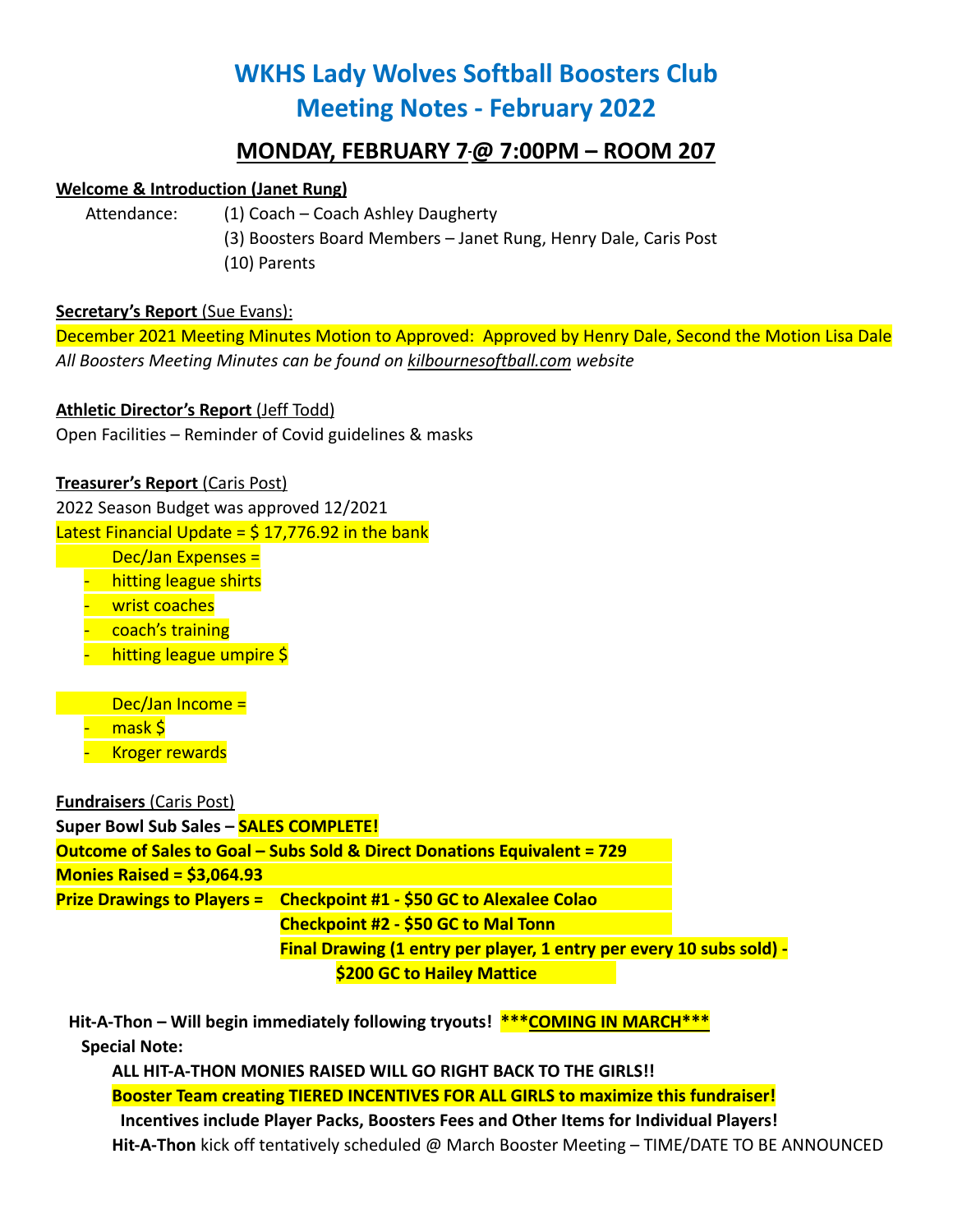# WKHS Lady Wolves Softball Boosters Club
# Meeting Notes - February 2022

## MONDAY, FEBRUARY 7 @ 7:00PM – ROOM 207

**Welcome & Introduction (Janet Rung)**

Attendance: (1) Coach – Coach Ashley Daugherty
(3) Boosters Board Members – Janet Rung, Henry Dale, Caris Post
(10) Parents

**Secretary's Report** (Sue Evans):

December 2021 Meeting Minutes Motion to Approved: Approved by Henry Dale, Second the Motion Lisa Dale

*All Boosters Meeting Minutes can be found on kilbournesoftball.com website*

**Athletic Director's Report** (Jeff Todd)

Open Facilities – Reminder of Covid guidelines & masks

**Treasurer's Report** (Caris Post)

2022 Season Budget was approved 12/2021

Latest Financial Update = $ 17,776.92 in the bank

Dec/Jan Expenses =

- hitting league shirts
- wrist coaches
- coach's training
- hitting league umpire $

Dec/Jan Income =

- mask $
- Kroger rewards

**Fundraisers** (Caris Post)

**Super Bowl Sub Sales – SALES COMPLETE!**

**Outcome of Sales to Goal – Subs Sold & Direct Donations Equivalent = 729**

**Monies Raised = $3,064.93**

**Prize Drawings to Players = Checkpoint #1 - $50 GC to Alexalee Colao**

**Checkpoint #2 - $50 GC to Mal Tonn**

**Final Drawing (1 entry per player, 1 entry per every 10 subs sold) - $200 GC to Hailey Mattice**

**Hit-A-Thon – Will begin immediately following tryouts! \*\*\*COMING IN MARCH\*\*\***

**Special Note:**

**ALL HIT-A-THON MONIES RAISED WILL GO RIGHT BACK TO THE GIRLS!!**

**Booster Team creating TIERED INCENTIVES FOR ALL GIRLS to maximize this fundraiser!**

**Incentives include Player Packs, Boosters Fees and Other Items for Individual Players!**

**Hit-A-Thon** kick off tentatively scheduled @ March Booster Meeting – TIME/DATE TO BE ANNOUNCED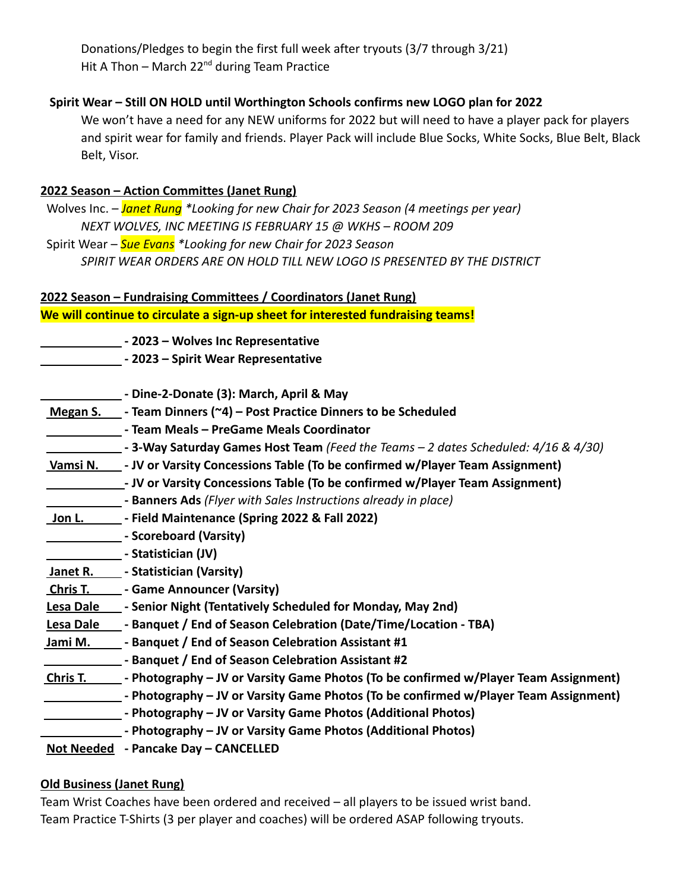Donations/Pledges to begin the first full week after tryouts (3/7 through 3/21)
Hit A Thon – March 22nd during Team Practice

**Spirit Wear – Still ON HOLD until Worthington Schools confirms new LOGO plan for 2022**

We won't have a need for any NEW uniforms for 2022 but will need to have a player pack for players and spirit wear for family and friends. Player Pack will include Blue Socks, White Socks, Blue Belt, Black Belt, Visor.

**2022 Season – Action Committes (Janet Rung)**

Wolves Inc. – *Janet Rung* *\*Looking for new Chair for 2023 Season (4 meetings per year)*
*NEXT WOLVES, INC MEETING IS FEBRUARY 15 @ WKHS – ROOM 209*

Spirit Wear – *Sue Evans* *\*Looking for new Chair for 2023 Season*
*SPIRIT WEAR ORDERS ARE ON HOLD TILL NEW LOGO IS PRESENTED BY THE DISTRICT*

**2022 Season – Fundraising Committees / Coordinators (Janet Rung)**

**We will continue to circulate a sign-up sheet for interested fundraising teams!**

____________ **- 2023 – Wolves Inc Representative**
____________ **- 2023 – Spirit Wear Representative**

____________ **- Dine-2-Donate (3): March, April & May**
Megan S. **- Team Dinners (~4) – Post Practice Dinners to be Scheduled**
____________ **- Team Meals – PreGame Meals Coordinator**
____________ **- 3-Way Saturday Games Host Team** *(Feed the Teams – 2 dates Scheduled: 4/16 & 4/30)*
Vamsi N. **- JV or Varsity Concessions Table (To be confirmed w/Player Team Assignment)**
____________ **- JV or Varsity Concessions Table (To be confirmed w/Player Team Assignment)**
____________ **- Banners Ads** *(Flyer with Sales Instructions already in place)*
Jon L. **- Field Maintenance (Spring 2022 & Fall 2022)**
____________ **- Scoreboard (Varsity)**
____________ **- Statistician (JV)**
Janet R. **- Statistician (Varsity)**
Chris T. **- Game Announcer (Varsity)**
Lesa Dale **- Senior Night (Tentatively Scheduled for Monday, May 2nd)**
Lesa Dale **- Banquet / End of Season Celebration (Date/Time/Location - TBA)**
Jami M. **- Banquet / End of Season Celebration Assistant #1**
____________ **- Banquet / End of Season Celebration Assistant #2**
Chris T. **- Photography – JV or Varsity Game Photos (To be confirmed w/Player Team Assignment)**
____________ **- Photography – JV or Varsity Game Photos (To be confirmed w/Player Team Assignment)**
____________ **- Photography – JV or Varsity Game Photos (Additional Photos)**
____________ **- Photography – JV or Varsity Game Photos (Additional Photos)**
**Not Needed** **- Pancake Day – CANCELLED**

**Old Business (Janet Rung)**

Team Wrist Coaches have been ordered and received – all players to be issued wrist band.
Team Practice T-Shirts (3 per player and coaches) will be ordered ASAP following tryouts.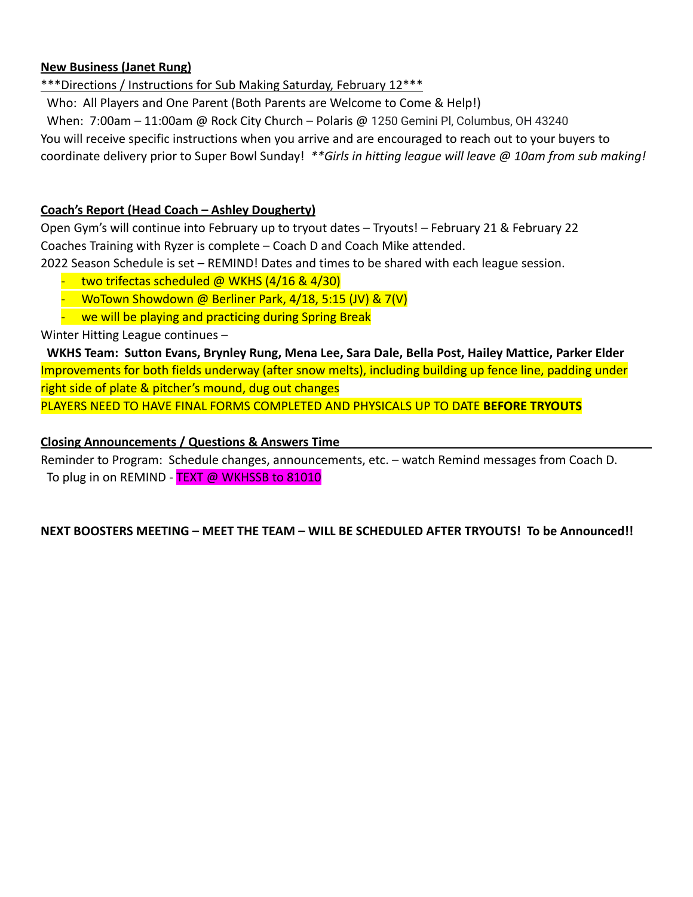**New Business (Janet Rung)**

\*\*\*Directions / Instructions for Sub Making Saturday, February 12\*\*\*

Who: All Players and One Parent (Both Parents are Welcome to Come & Help!)

When: 7:00am – 11:00am @ Rock City Church – Polaris @ 1250 Gemini Pl, Columbus, OH 43240

You will receive specific instructions when you arrive and are encouraged to reach out to your buyers to coordinate delivery prior to Super Bowl Sunday! *\*\*Girls in hitting league will leave @ 10am from sub making!*

**Coach's Report (Head Coach – Ashley Dougherty)**

Open Gym's will continue into February up to tryout dates – Tryouts! – February 21 & February 22

Coaches Training with Ryzer is complete – Coach D and Coach Mike attended.

2022 Season Schedule is set – REMIND! Dates and times to be shared with each league session.

- two trifectas scheduled @ WKHS (4/16 & 4/30)
- WoTown Showdown @ Berliner Park, 4/18, 5:15 (JV) & 7(V)
- we will be playing and practicing during Spring Break

Winter Hitting League continues –

**WKHS Team: Sutton Evans, Brynley Rung, Mena Lee, Sara Dale, Bella Post, Hailey Mattice, Parker Elder**

Improvements for both fields underway (after snow melts), including building up fence line, padding under right side of plate & pitcher's mound, dug out changes

PLAYERS NEED TO HAVE FINAL FORMS COMPLETED AND PHYSICALS UP TO DATE **BEFORE TRYOUTS**

**Closing Announcements / Questions & Answers Time**

Reminder to Program: Schedule changes, announcements, etc. – watch Remind messages from Coach D.

To plug in on REMIND - TEXT @ WKHSSB to 81010

**NEXT BOOSTERS MEETING – MEET THE TEAM – WILL BE SCHEDULED AFTER TRYOUTS! To be Announced!!**